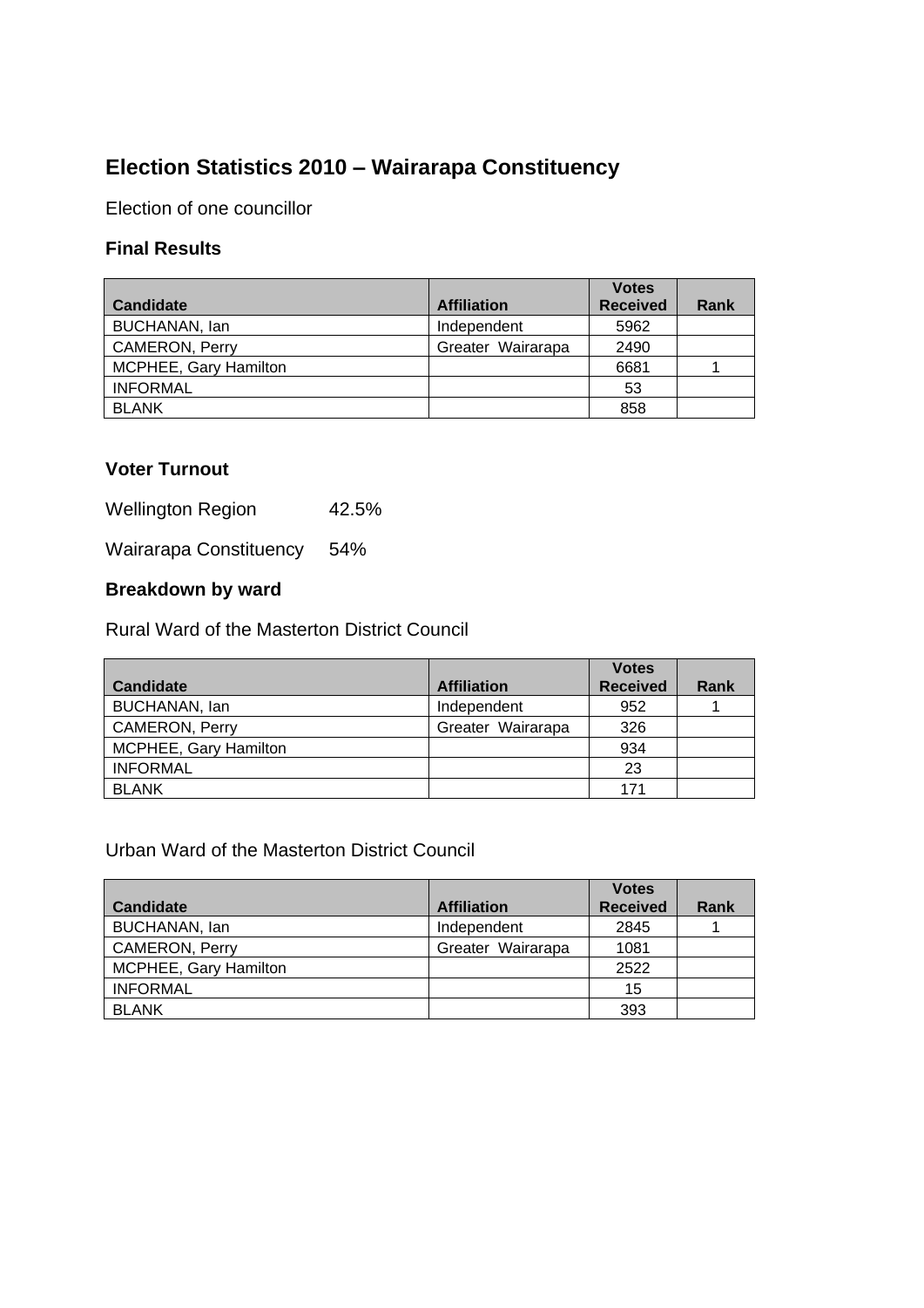# Election Statistics 2010 – Wairarapa Constituency

Election of one councillor

## Final Results

| Candidate | Affiliation | Votes Received | Rank |
|---|---|---|---|
| BUCHANAN, Ian | Independent | 5962 | |
| CAMERON, Perry | Greater Wairarapa | 2490 | |
| MCPHEE, Gary Hamilton | | 6681 | 1 |
| INFORMAL | | 53 | |
| BLANK | | 858 | |

## Voter Turnout

Wellington Region 42.5%

Wairarapa Constituency 54%

## Breakdown by ward

Rural Ward of the Masterton District Council

| Candidate | Affiliation | Votes Received | Rank |
|---|---|---|---|
| BUCHANAN, Ian | Independent | 952 | 1 |
| CAMERON, Perry | Greater Wairarapa | 326 | |
| MCPHEE, Gary Hamilton | | 934 | |
| INFORMAL | | 23 | |
| BLANK | | 171 | |

Urban Ward of the Masterton District Council

| Candidate | Affiliation | Votes Received | Rank |
|---|---|---|---|
| BUCHANAN, Ian | Independent | 2845 | 1 |
| CAMERON, Perry | Greater Wairarapa | 1081 | |
| MCPHEE, Gary Hamilton | | 2522 | |
| INFORMAL | | 15 | |
| BLANK | | 393 | |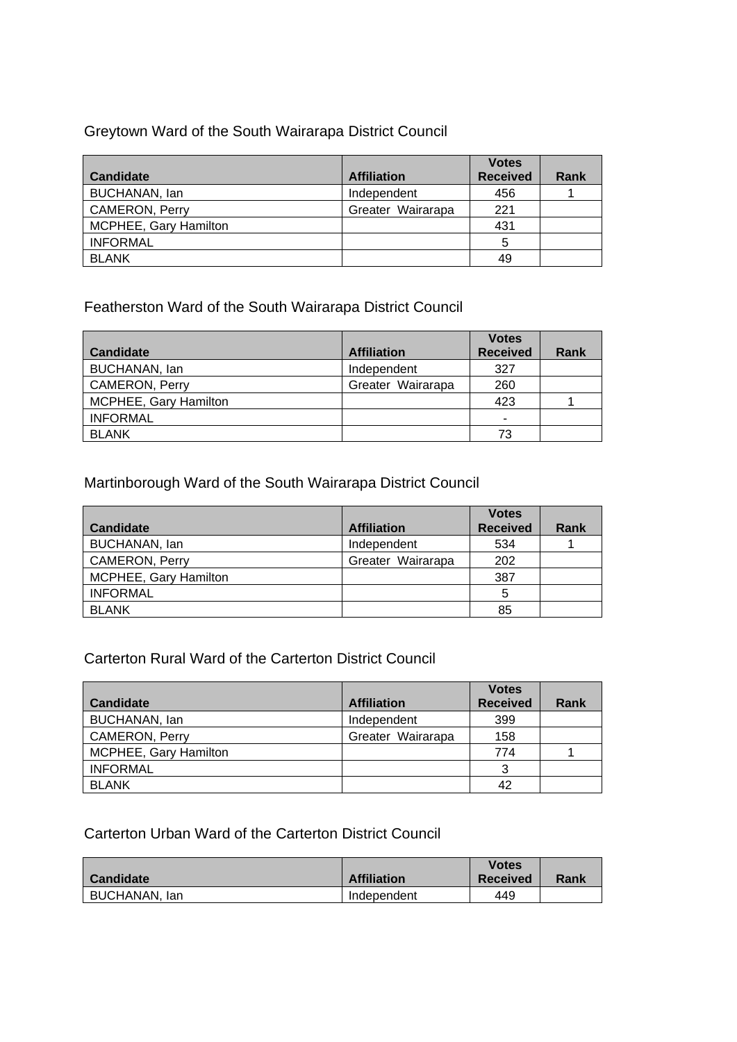Greytown Ward of the South Wairarapa District Council

| Candidate | Affiliation | Votes Received | Rank |
|---|---|---|---|
| BUCHANAN, Ian | Independent | 456 | 1 |
| CAMERON, Perry | Greater Wairarapa | 221 | |
| MCPHEE, Gary Hamilton | | 431 | |
| INFORMAL | | 5 | |
| BLANK | | 49 | |

Featherston Ward of the South Wairarapa District Council

| Candidate | Affiliation | Votes Received | Rank |
|---|---|---|---|
| BUCHANAN, Ian | Independent | 327 | |
| CAMERON, Perry | Greater Wairarapa | 260 | |
| MCPHEE, Gary Hamilton | | 423 | 1 |
| INFORMAL | | - | |
| BLANK | | 73 | |

Martinborough Ward of the South Wairarapa District Council

| Candidate | Affiliation | Votes Received | Rank |
|---|---|---|---|
| BUCHANAN, Ian | Independent | 534 | 1 |
| CAMERON, Perry | Greater Wairarapa | 202 | |
| MCPHEE, Gary Hamilton | | 387 | |
| INFORMAL | | 5 | |
| BLANK | | 85 | |

Carterton Rural Ward of the Carterton District Council

| Candidate | Affiliation | Votes Received | Rank |
|---|---|---|---|
| BUCHANAN, Ian | Independent | 399 | |
| CAMERON, Perry | Greater Wairarapa | 158 | |
| MCPHEE, Gary Hamilton | | 774 | 1 |
| INFORMAL | | 3 | |
| BLANK | | 42 | |

Carterton Urban Ward of the Carterton District Council

| Candidate | Affiliation | Votes Received | Rank |
|---|---|---|---|
| BUCHANAN, Ian | Independent | 449 | |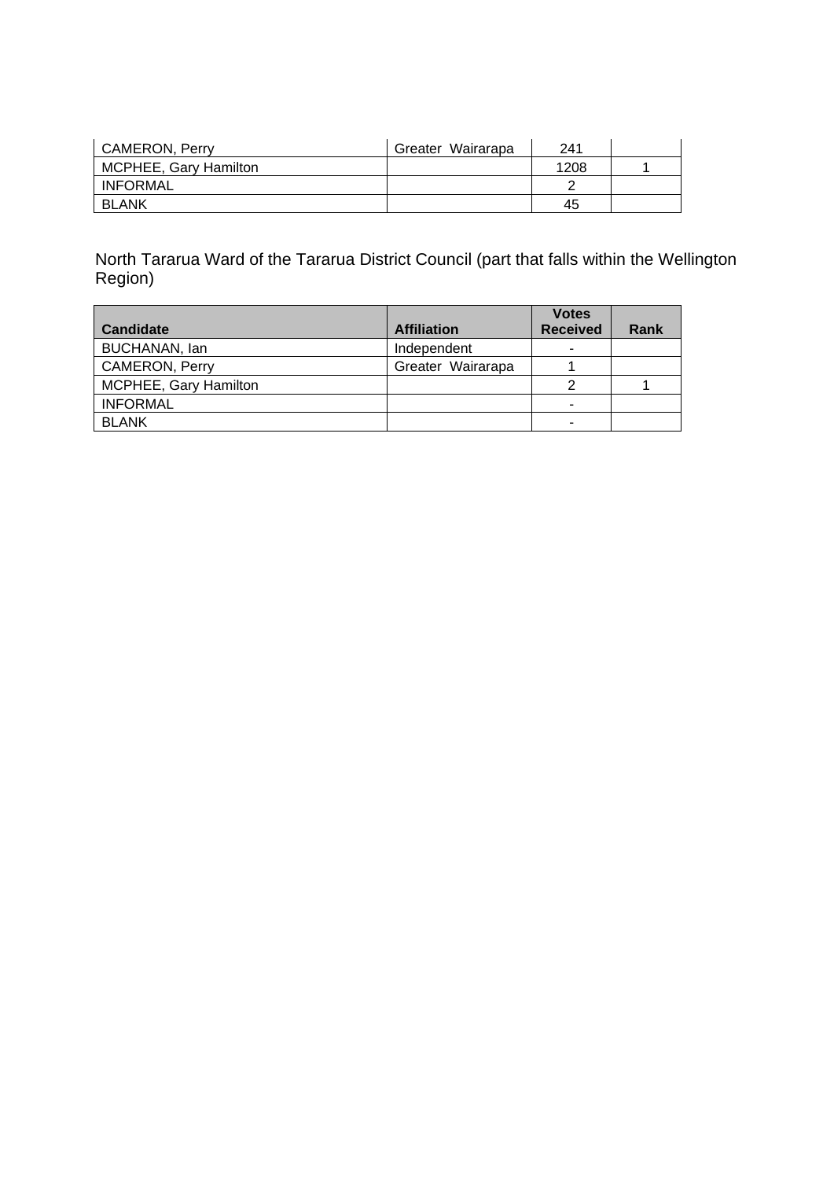| | | | |
|---|---|---|---|
| CAMERON, Perry | Greater Wairarapa | 241 | |
| MCPHEE, Gary Hamilton | | 1208 | 1 |
| INFORMAL | | 2 | |
| BLANK | | 45 | |

North Tararua Ward of the Tararua District Council (part that falls within the Wellington Region)

| Candidate | Affiliation | Votes Received | Rank |
|---|---|---|---|
| BUCHANAN, Ian | Independent | - | |
| CAMERON, Perry | Greater Wairarapa | 1 | |
| MCPHEE, Gary Hamilton | | 2 | 1 |
| INFORMAL | | - | |
| BLANK | | - | |